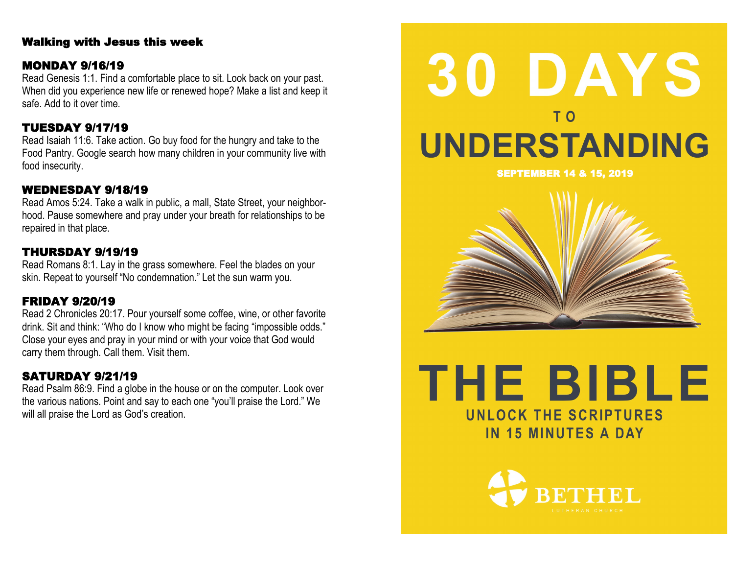## Walking with Jesus this week

### MONDAY 9/16/19

Read Genesis 1:1. Find a comfortable place to sit. Look back on your past. When did you experience new life or renewed hope? Make a list and keep it safe. Add to it over time.

### TUESDAY 9/17/19

Read Isaiah 11:6. Take action. Go buy food for the hungry and take to the Food Pantry. Google search how many children in your community live with food insecurity.

### WEDNESDAY 9/18/19

Read Amos 5:24. Take a walk in public, a mall, State Street, your neighborhood. Pause somewhere and pray under your breath for relationships to be repaired in that place.

### THURSDAY 9/19/19

Read Romans 8:1. Lay in the grass somewhere. Feel the blades on your skin. Repeat to yourself "No condemnation." Let the sun warm you.

### FRIDAY 9/20/19

Read 2 Chronicles 20:17. Pour yourself some coffee, wine, or other favorite drink. Sit and think: "Who do I know who might be facing "impossible odds." Close your eyes and pray in your mind or with your voice that God would carry them through. Call them. Visit them.

### SATURDAY 9/21/19

Read Psalm 86:9. Find a globe in the house or on the computer. Look over the various nations. Point and say to each one "you'll praise the Lord." We will all praise the Lord as God's creation.

# 30 DAYS TO UNDERSTANDING THE BIBLE

**SEPTEMBER 14 & 15, 2019**

**UNLOCK THE SCRIPTURES IN 15 MINUTES A DAY**

BETHEL LUTHERAN CHURCH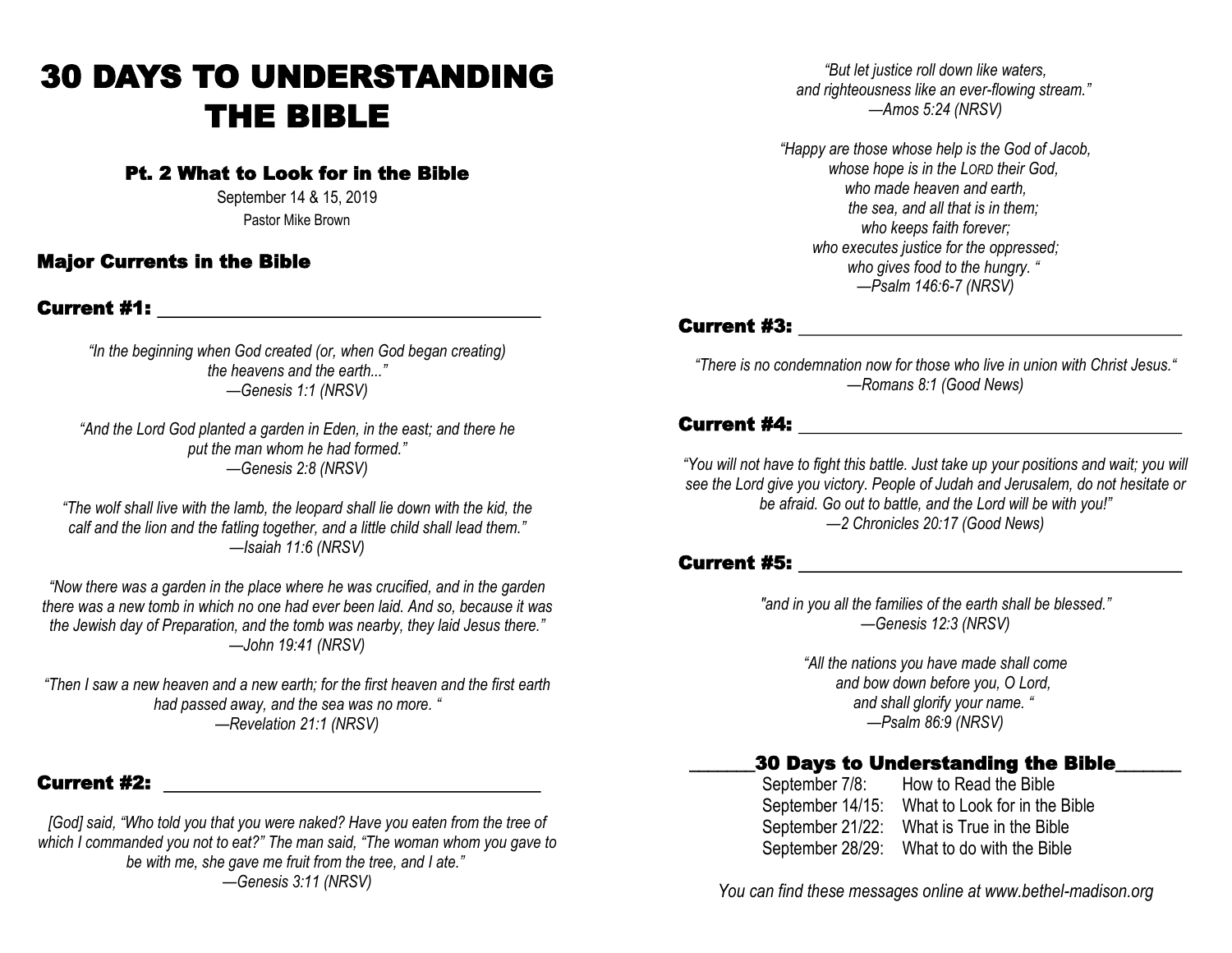# 30 DAYS TO UNDERSTANDING THE BIBLE

## Pt. 2 What to Look for in the Bible

September 14 & 15, 2019

Pastor Mike Brown

### Major Currents in the Bible

### Current #1: ________________________________________

*"In the beginning when God created (or, when God began creating) the heavens and the earth..."*
*—Genesis 1:1 (NRSV)*

*"And the Lord God planted a garden in Eden, in the east; and there he put the man whom he had formed."*
*—Genesis 2:8 (NRSV)*

*"The wolf shall live with the lamb, the leopard shall lie down with the kid, the calf and the lion and the fatling together, and a little child shall lead them."*
*—Isaiah 11:6 (NRSV)*

*"Now there was a garden in the place where he was crucified, and in the garden there was a new tomb in which no one had ever been laid. And so, because it was the Jewish day of Preparation, and the tomb was nearby, they laid Jesus there."*
*—John 19:41 (NRSV)*

*"Then I saw a new heaven and a new earth; for the first heaven and the first earth had passed away, and the sea was no more. "*
*—Revelation 21:1 (NRSV)*

### Current #2: ________________________________________

*[God] said, "Who told you that you were naked? Have you eaten from the tree of which I commanded you not to eat?" The man said, "The woman whom you gave to be with me, she gave me fruit from the tree, and I ate."*
*—Genesis 3:11 (NRSV)*

*"But let justice roll down like waters,*
*and righteousness like an ever-flowing stream."*
*—Amos 5:24 (NRSV)*

*"Happy are those whose help is the God of Jacob,*
*whose hope is in the LORD their God,*
*who made heaven and earth,*
*the sea, and all that is in them;*
*who keeps faith forever;*
*who executes justice for the oppressed;*
*who gives food to the hungry. "*
*—Psalm 146:6-7 (NRSV)*

### Current #3: ________________________________________

*"There is no condemnation now for those who live in union with Christ Jesus."*
*—Romans 8:1 (Good News)*

### Current #4: ________________________________________

*"You will not have to fight this battle. Just take up your positions and wait; you will see the Lord give you victory. People of Judah and Jerusalem, do not hesitate or be afraid. Go out to battle, and the Lord will be with you!"*
*—2 Chronicles 20:17 (Good News)*

### Current #5: ________________________________________

*"and in you all the families of the earth shall be blessed."*
*—Genesis 12:3 (NRSV)*

*"All the nations you have made shall come*
*and bow down before you, O Lord,*
*and shall glorify your name. "*
*—Psalm 86:9 (NRSV)*

### _______30 Days to Understanding the Bible_______

| | |
|---|---|
| September 7/8: | How to Read the Bible |
| September 14/15: | What to Look for in the Bible |
| September 21/22: | What is True in the Bible |
| September 28/29: | What to do with the Bible |

*You can find these messages online at www.bethel-madison.org*